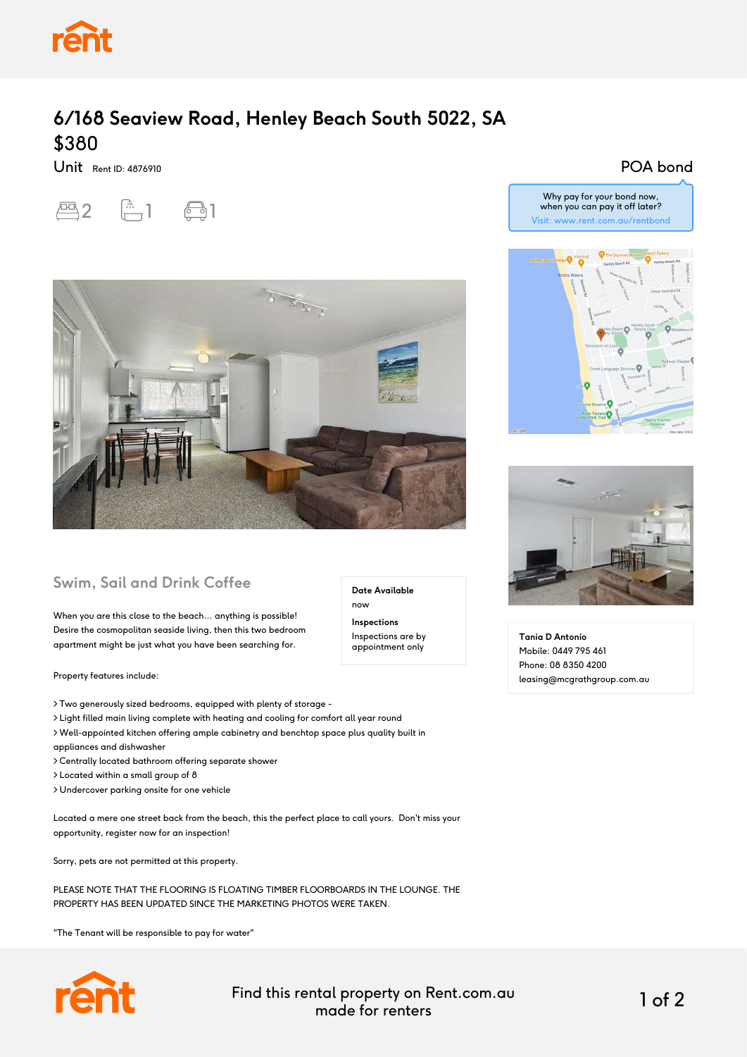# 6/168 Seaview Road, Henley Beach South 5022, SA

## $380

Unit Rent ID: 4876910

2 1 1

POA bond

Why pay for your bond now, when you can pay it off later?
Visit: www.rent.com.au/rentbond

## Swim, Sail and Drink Coffee

**Date Available**
now

**Inspections**
Inspections are by appointment only

When you are this close to the beach... anything is possible! Desire the cosmopolitan seaside living, then this two bedroom apartment might be just what you have been searching for.

Property features include:

> Two generously sized bedrooms, equipped with plenty of storage -
> Light filled main living complete with heating and cooling for comfort all year round
> Well-appointed kitchen offering ample cabinetry and benchtop space plus quality built in appliances and dishwasher
> Centrally located bathroom offering separate shower
> Located within a small group of 8
> Undercover parking onsite for one vehicle

Located a mere one street back from the beach, this the perfect place to call yours. Don't miss your opportunity, register now for an inspection!

Sorry, pets are not permitted at this property.

PLEASE NOTE THAT THE FLOORING IS FLOATING TIMBER FLOORBOARDS IN THE LOUNGE. THE PROPERTY HAS BEEN UPDATED SINCE THE MARKETING PHOTOS WERE TAKEN.

"The Tenant will be responsible to pay for water"

**Tania D Antonio**
Mobile: 0449 795 461
Phone: 08 8350 4200
leasing@mcgrathgroup.com.au

Find this rental property on Rent.com.au made for renters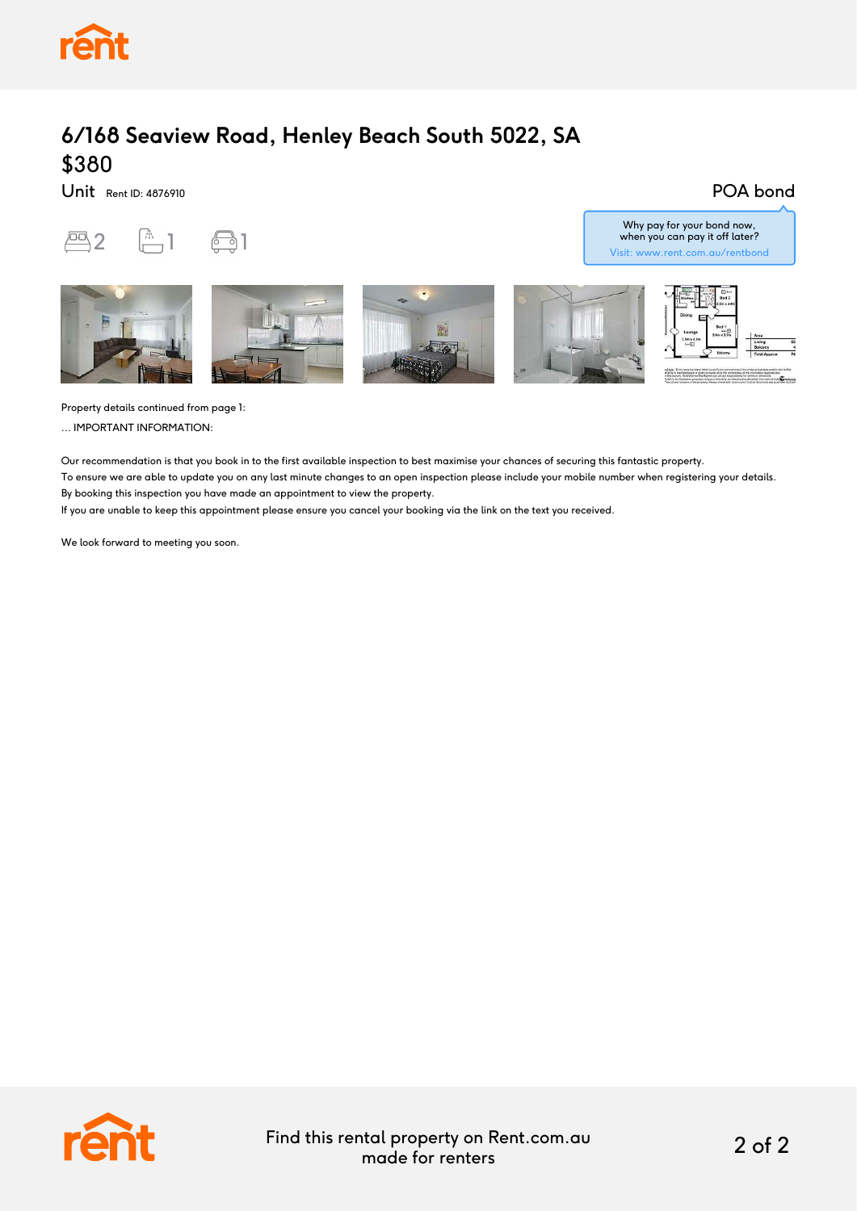# 6/168 Seaview Road, Henley Beach South 5022, SA

## $380

Unit Rent ID: 4876910

POA bond

Why pay for your bond now, when you can pay it off later?
Visit: www.rent.com.au/rentbond

2 1 1

Property details continued from page 1:

... IMPORTANT INFORMATION:

Our recommendation is that you book in to the first available inspection to best maximise your chances of securing this fantastic property.
To ensure we are able to update you on any last minute changes to an open inspection please include your mobile number when registering your details.
By booking this inspection you have made an appointment to view the property.
If you are unable to keep this appointment please ensure you cancel your booking via the link on the text you received.

We look forward to meeting you soon.

Find this rental property on Rent.com.au made for renters